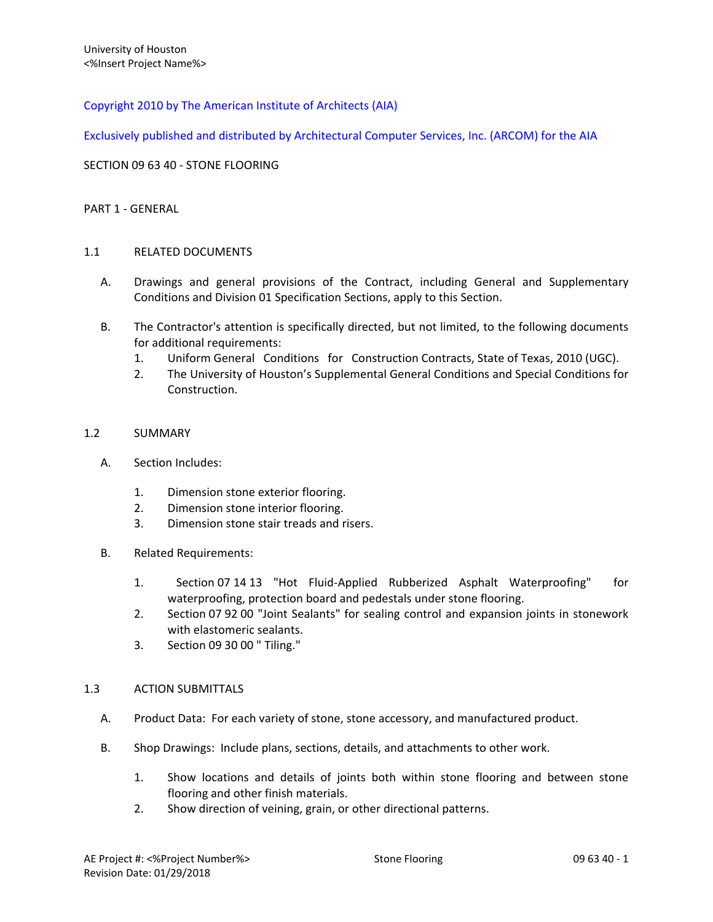University of Houston
<%Insert Project Name%>

Copyright 2010 by The American Institute of Architects (AIA)

Exclusively published and distributed by Architectural Computer Services, Inc. (ARCOM) for the AIA

# SECTION 09 63 40 - STONE FLOORING

## PART 1 - GENERAL

### 1.1 RELATED DOCUMENTS

A. Drawings and general provisions of the Contract, including General and Supplementary Conditions and Division 01 Specification Sections, apply to this Section.

B. The Contractor's attention is specifically directed, but not limited, to the following documents for additional requirements:
   1. Uniform General Conditions for Construction Contracts, State of Texas, 2010 (UGC).
   2. The University of Houston's Supplemental General Conditions and Special Conditions for Construction.

### 1.2 SUMMARY

A. Section Includes:

   1. Dimension stone exterior flooring.
   2. Dimension stone interior flooring.
   3. Dimension stone stair treads and risers.

B. Related Requirements:

   1. Section 07 14 13 "Hot Fluid-Applied Rubberized Asphalt Waterproofing" for waterproofing, protection board and pedestals under stone flooring.
   2. Section 07 92 00 "Joint Sealants" for sealing control and expansion joints in stonework with elastomeric sealants.
   3. Section 09 30 00 " Tiling."

### 1.3 ACTION SUBMITTALS

A. Product Data: For each variety of stone, stone accessory, and manufactured product.

B. Shop Drawings: Include plans, sections, details, and attachments to other work.

   1. Show locations and details of joints both within stone flooring and between stone flooring and other finish materials.
   2. Show direction of veining, grain, or other directional patterns.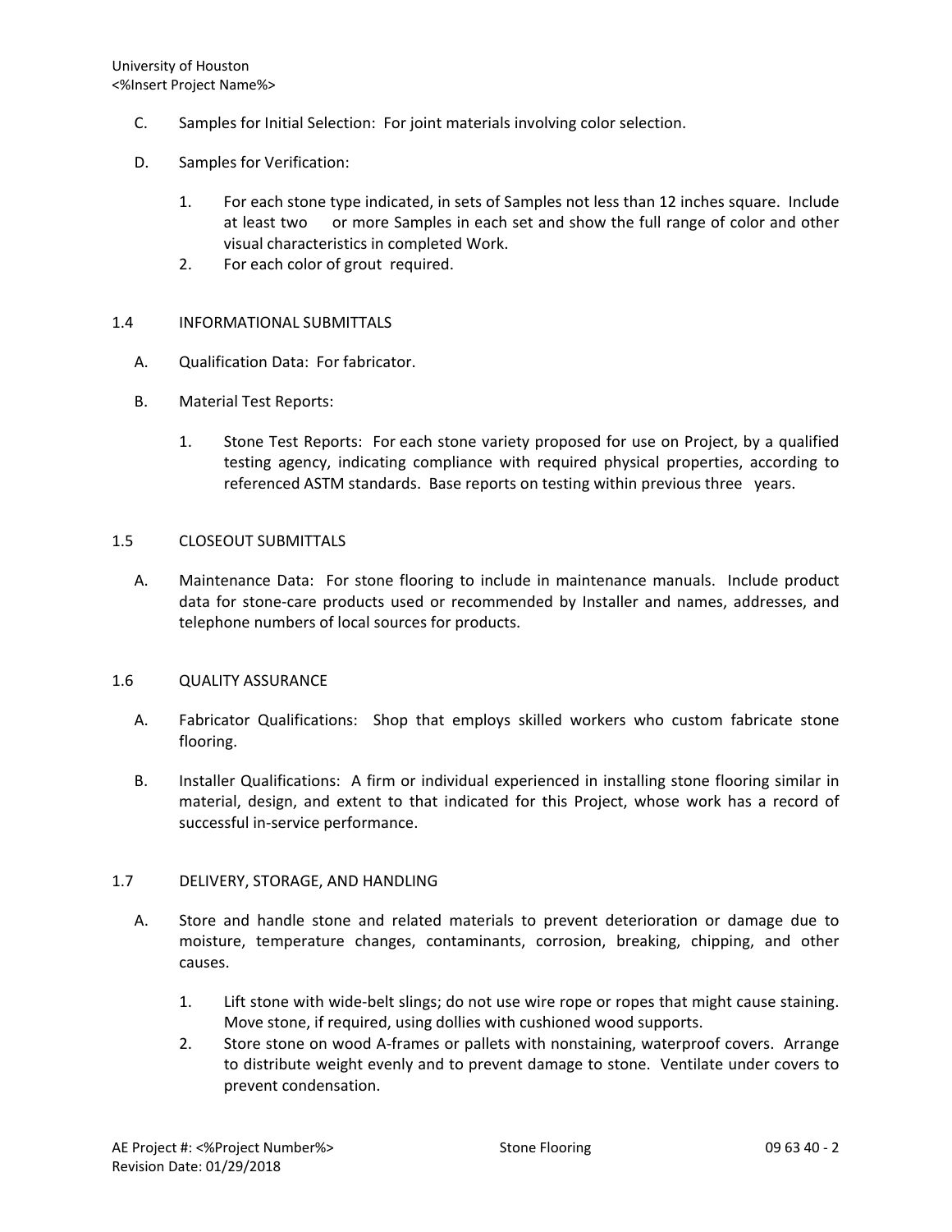C. Samples for Initial Selection: For joint materials involving color selection.

D. Samples for Verification:

1. For each stone type indicated, in sets of Samples not less than 12 inches square. Include at least two or more Samples in each set and show the full range of color and other visual characteristics in completed Work.
2. For each color of grout required.

## 1.4 INFORMATIONAL SUBMITTALS

A. Qualification Data: For fabricator.

B. Material Test Reports:

1. Stone Test Reports: For each stone variety proposed for use on Project, by a qualified testing agency, indicating compliance with required physical properties, according to referenced ASTM standards. Base reports on testing within previous three years.

## 1.5 CLOSEOUT SUBMITTALS

A. Maintenance Data: For stone flooring to include in maintenance manuals. Include product data for stone-care products used or recommended by Installer and names, addresses, and telephone numbers of local sources for products.

## 1.6 QUALITY ASSURANCE

A. Fabricator Qualifications: Shop that employs skilled workers who custom fabricate stone flooring.

B. Installer Qualifications: A firm or individual experienced in installing stone flooring similar in material, design, and extent to that indicated for this Project, whose work has a record of successful in-service performance.

## 1.7 DELIVERY, STORAGE, AND HANDLING

A. Store and handle stone and related materials to prevent deterioration or damage due to moisture, temperature changes, contaminants, corrosion, breaking, chipping, and other causes.

1. Lift stone with wide-belt slings; do not use wire rope or ropes that might cause staining. Move stone, if required, using dollies with cushioned wood supports.
2. Store stone on wood A-frames or pallets with nonstaining, waterproof covers. Arrange to distribute weight evenly and to prevent damage to stone. Ventilate under covers to prevent condensation.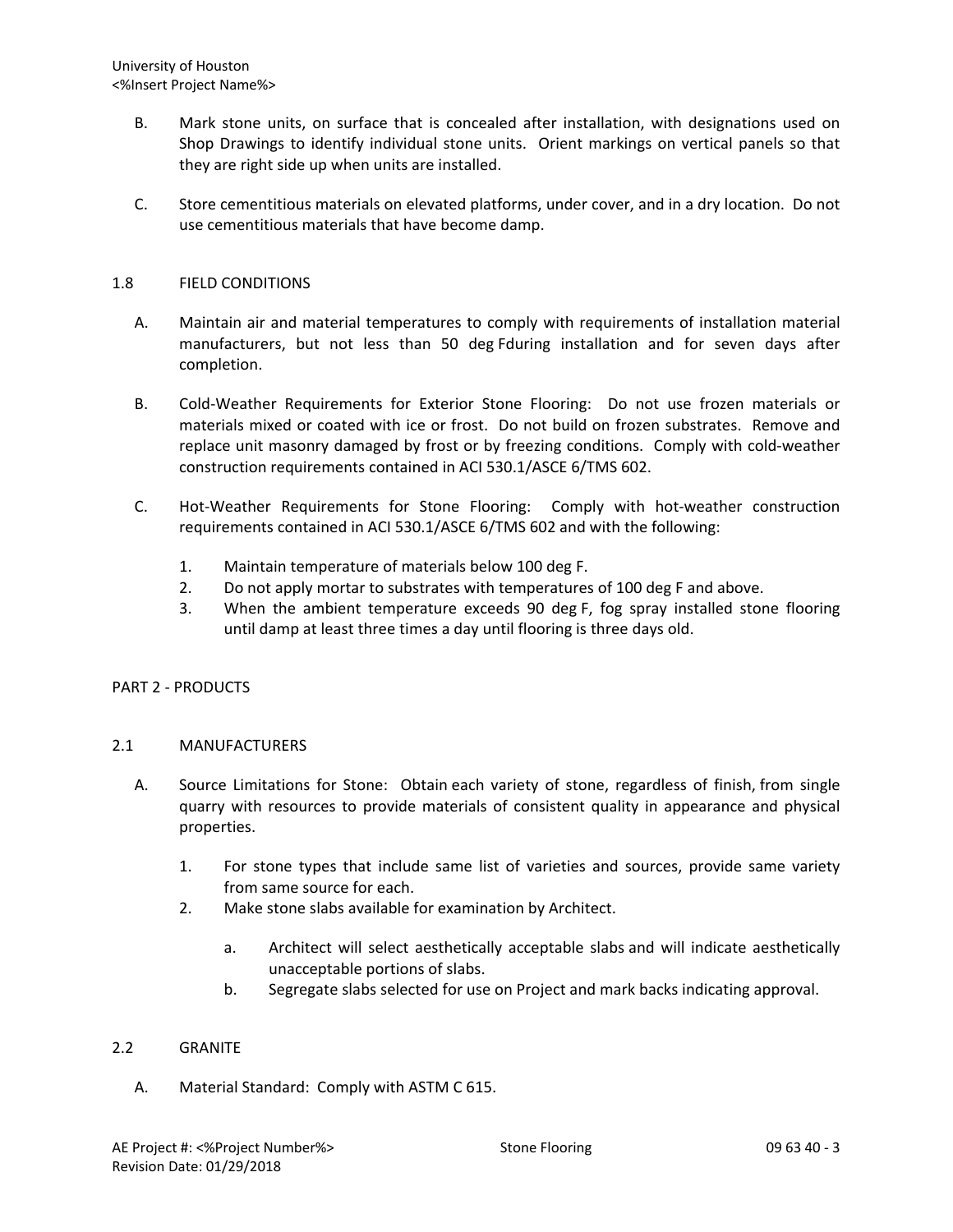B. Mark stone units, on surface that is concealed after installation, with designations used on Shop Drawings to identify individual stone units. Orient markings on vertical panels so that they are right side up when units are installed.

C. Store cementitious materials on elevated platforms, under cover, and in a dry location. Do not use cementitious materials that have become damp.

## 1.8 FIELD CONDITIONS

A. Maintain air and material temperatures to comply with requirements of installation material manufacturers, but not less than 50 deg Fduring installation and for seven days after completion.

B. Cold-Weather Requirements for Exterior Stone Flooring: Do not use frozen materials or materials mixed or coated with ice or frost. Do not build on frozen substrates. Remove and replace unit masonry damaged by frost or by freezing conditions. Comply with cold-weather construction requirements contained in ACI 530.1/ASCE 6/TMS 602.

C. Hot-Weather Requirements for Stone Flooring: Comply with hot-weather construction requirements contained in ACI 530.1/ASCE 6/TMS 602 and with the following:

1. Maintain temperature of materials below 100 deg F.
2. Do not apply mortar to substrates with temperatures of 100 deg F and above.
3. When the ambient temperature exceeds 90 deg F, fog spray installed stone flooring until damp at least three times a day until flooring is three days old.

# PART 2 - PRODUCTS

## 2.1 MANUFACTURERS

A. Source Limitations for Stone: Obtain each variety of stone, regardless of finish, from single quarry with resources to provide materials of consistent quality in appearance and physical properties.

1. For stone types that include same list of varieties and sources, provide same variety from same source for each.
2. Make stone slabs available for examination by Architect.

   a. Architect will select aesthetically acceptable slabs and will indicate aesthetically unacceptable portions of slabs.
   b. Segregate slabs selected for use on Project and mark backs indicating approval.

## 2.2 GRANITE

A. Material Standard: Comply with ASTM C 615.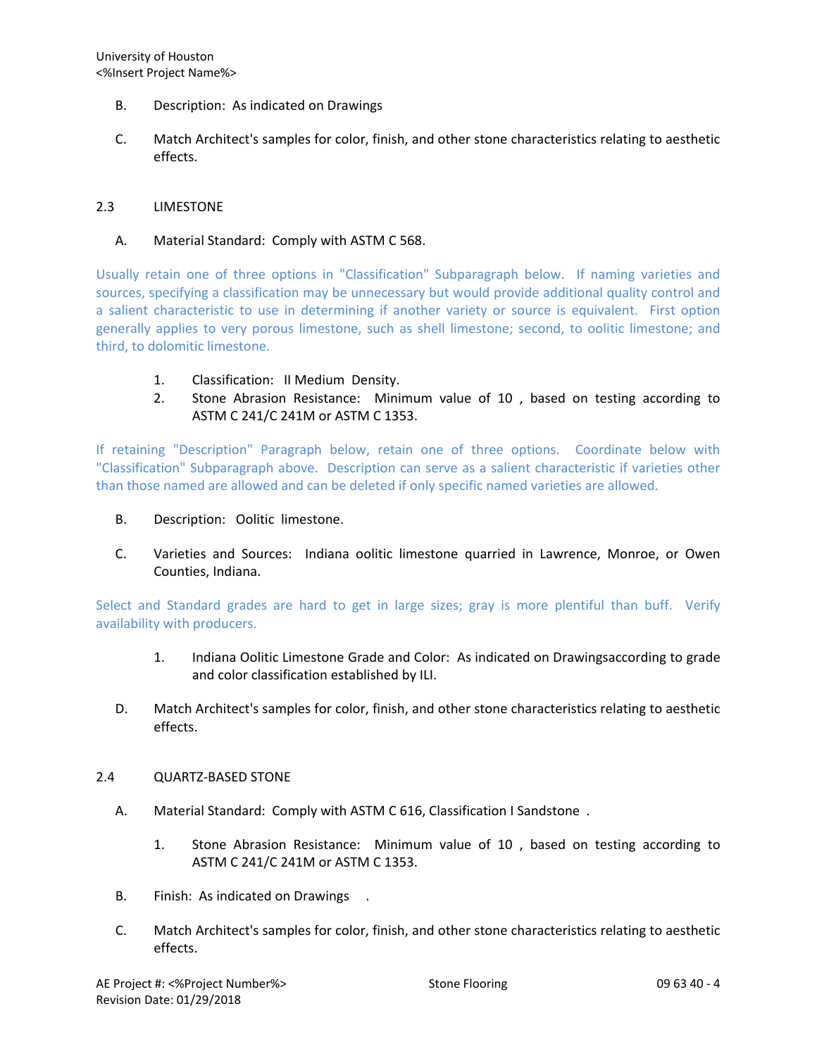B. Description: As indicated on Drawings

C. Match Architect's samples for color, finish, and other stone characteristics relating to aesthetic effects.

## 2.3 LIMESTONE

A. Material Standard: Comply with ASTM C 568.

Usually retain one of three options in "Classification" Subparagraph below. If naming varieties and sources, specifying a classification may be unnecessary but would provide additional quality control and a salient characteristic to use in determining if another variety or source is equivalent. First option generally applies to very porous limestone, such as shell limestone; second, to oolitic limestone; and third, to dolomitic limestone.

1. Classification: II Medium Density.
2. Stone Abrasion Resistance: Minimum value of 10 , based on testing according to ASTM C 241/C 241M or ASTM C 1353.

If retaining "Description" Paragraph below, retain one of three options. Coordinate below with "Classification" Subparagraph above. Description can serve as a salient characteristic if varieties other than those named are allowed and can be deleted if only specific named varieties are allowed.

B. Description: Oolitic limestone.

C. Varieties and Sources: Indiana oolitic limestone quarried in Lawrence, Monroe, or Owen Counties, Indiana.

Select and Standard grades are hard to get in large sizes; gray is more plentiful than buff. Verify availability with producers.

1. Indiana Oolitic Limestone Grade and Color: As indicated on Drawingsaccording to grade and color classification established by ILI.

D. Match Architect's samples for color, finish, and other stone characteristics relating to aesthetic effects.

## 2.4 QUARTZ-BASED STONE

A. Material Standard: Comply with ASTM C 616, Classification I Sandstone .

1. Stone Abrasion Resistance: Minimum value of 10 , based on testing according to ASTM C 241/C 241M or ASTM C 1353.

B. Finish: As indicated on Drawings .

C. Match Architect's samples for color, finish, and other stone characteristics relating to aesthetic effects.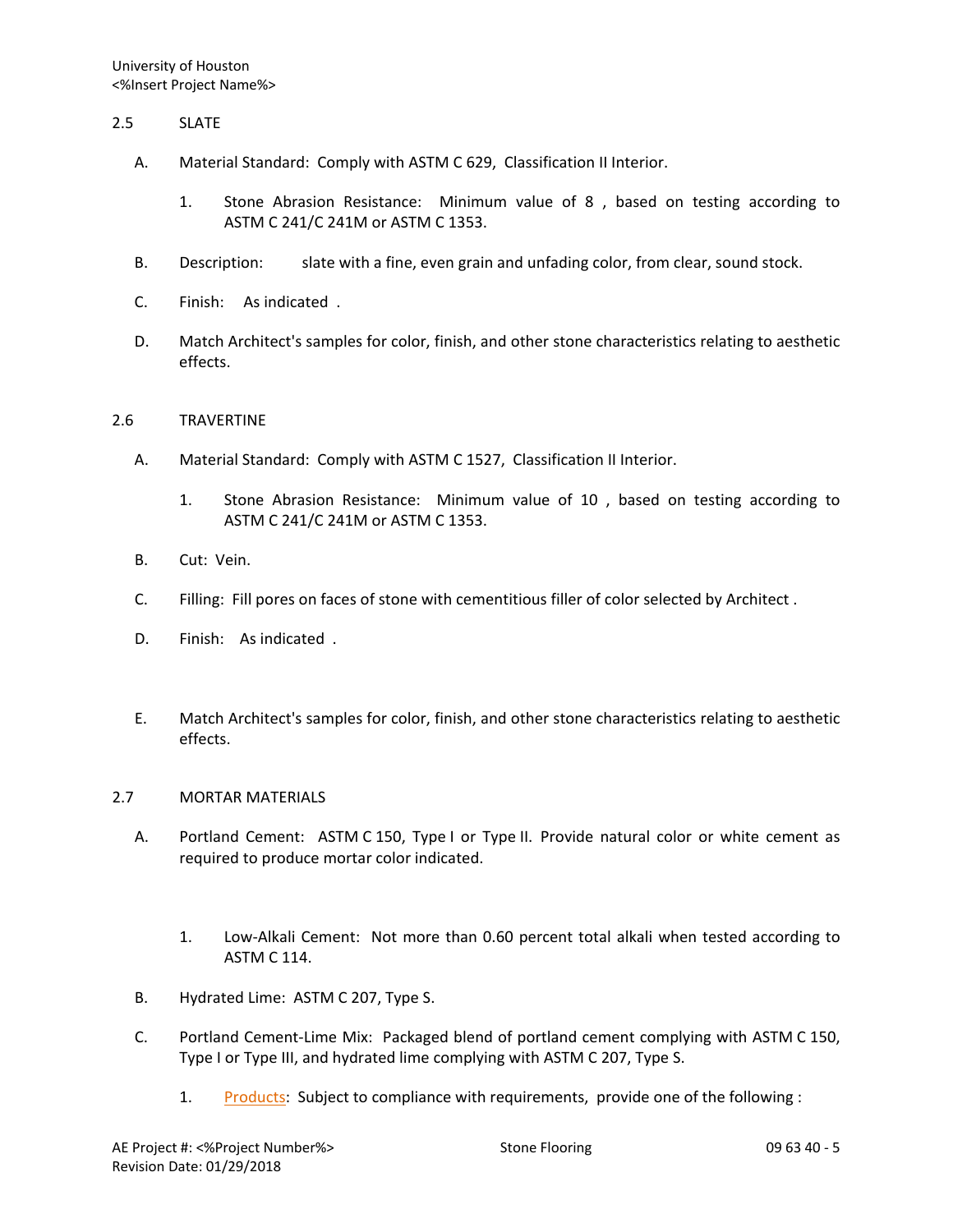## 2.5 SLATE

A. Material Standard: Comply with ASTM C 629, Classification II Interior.

   1. Stone Abrasion Resistance: Minimum value of 8 , based on testing according to ASTM C 241/C 241M or ASTM C 1353.

B. Description: slate with a fine, even grain and unfading color, from clear, sound stock.

C. Finish: As indicated .

D. Match Architect's samples for color, finish, and other stone characteristics relating to aesthetic effects.

## 2.6 TRAVERTINE

A. Material Standard: Comply with ASTM C 1527, Classification II Interior.

   1. Stone Abrasion Resistance: Minimum value of 10 , based on testing according to ASTM C 241/C 241M or ASTM C 1353.

B. Cut: Vein.

C. Filling: Fill pores on faces of stone with cementitious filler of color selected by Architect .

D. Finish: As indicated .

E. Match Architect's samples for color, finish, and other stone characteristics relating to aesthetic effects.

## 2.7 MORTAR MATERIALS

A. Portland Cement: ASTM C 150, Type I or Type II. Provide natural color or white cement as required to produce mortar color indicated.

   1. Low-Alkali Cement: Not more than 0.60 percent total alkali when tested according to ASTM C 114.

B. Hydrated Lime: ASTM C 207, Type S.

C. Portland Cement-Lime Mix: Packaged blend of portland cement complying with ASTM C 150, Type I or Type III, and hydrated lime complying with ASTM C 207, Type S.

   1. Products: Subject to compliance with requirements, provide one of the following :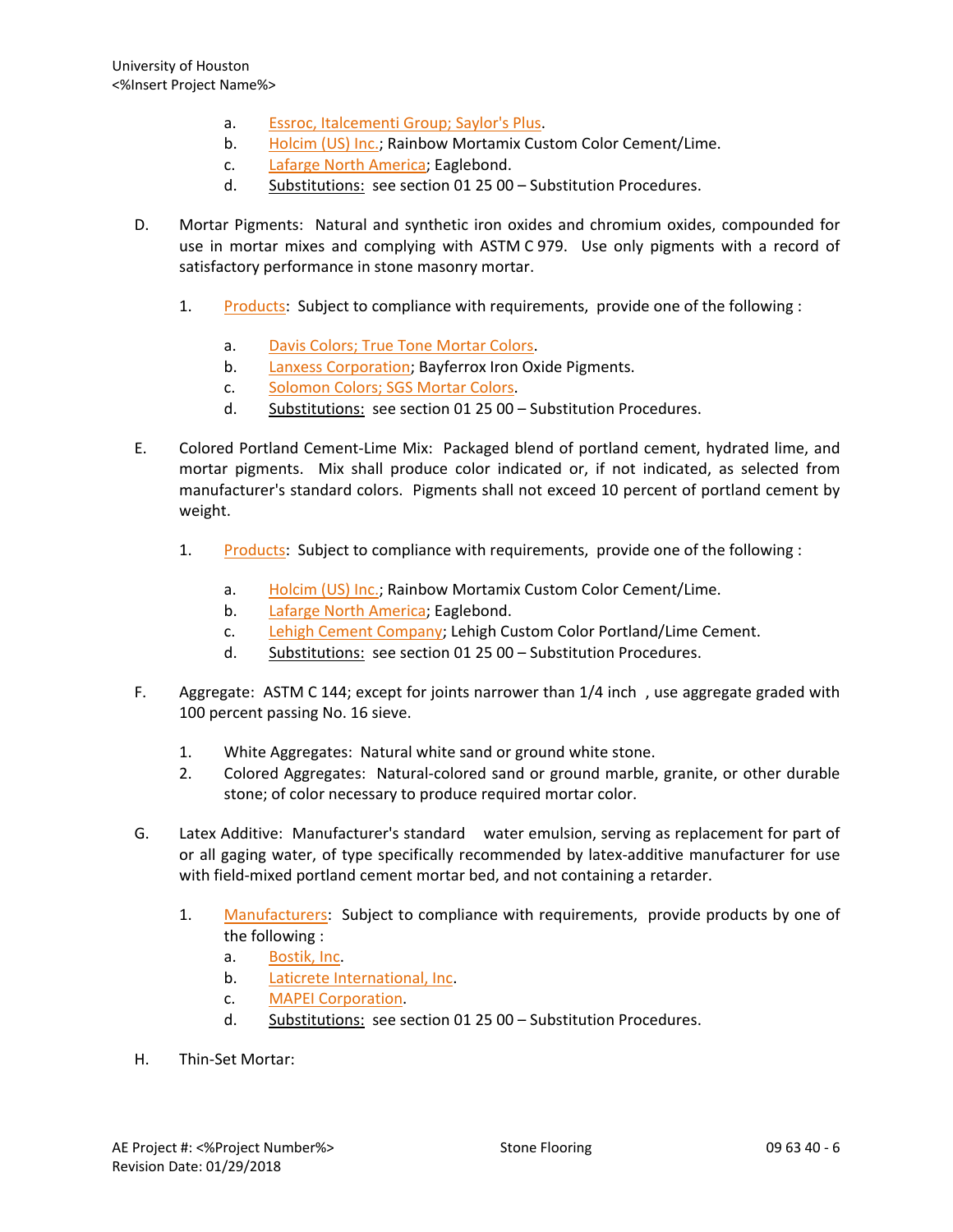a. Essroc, Italcementi Group; Saylor's Plus.
b. Holcim (US) Inc.; Rainbow Mortamix Custom Color Cement/Lime.
c. Lafarge North America; Eaglebond.
d. Substitutions: see section 01 25 00 – Substitution Procedures.

D. Mortar Pigments: Natural and synthetic iron oxides and chromium oxides, compounded for use in mortar mixes and complying with ASTM C 979. Use only pigments with a record of satisfactory performance in stone masonry mortar.

1. Products: Subject to compliance with requirements, provide one of the following :

a. Davis Colors; True Tone Mortar Colors.
b. Lanxess Corporation; Bayferrox Iron Oxide Pigments.
c. Solomon Colors; SGS Mortar Colors.
d. Substitutions: see section 01 25 00 – Substitution Procedures.

E. Colored Portland Cement-Lime Mix: Packaged blend of portland cement, hydrated lime, and mortar pigments. Mix shall produce color indicated or, if not indicated, as selected from manufacturer's standard colors. Pigments shall not exceed 10 percent of portland cement by weight.

1. Products: Subject to compliance with requirements, provide one of the following :

a. Holcim (US) Inc.; Rainbow Mortamix Custom Color Cement/Lime.
b. Lafarge North America; Eaglebond.
c. Lehigh Cement Company; Lehigh Custom Color Portland/Lime Cement.
d. Substitutions: see section 01 25 00 – Substitution Procedures.

F. Aggregate: ASTM C 144; except for joints narrower than 1/4 inch , use aggregate graded with 100 percent passing No. 16 sieve.

1. White Aggregates: Natural white sand or ground white stone.
2. Colored Aggregates: Natural-colored sand or ground marble, granite, or other durable stone; of color necessary to produce required mortar color.

G. Latex Additive: Manufacturer's standard water emulsion, serving as replacement for part of or all gaging water, of type specifically recommended by latex-additive manufacturer for use with field-mixed portland cement mortar bed, and not containing a retarder.

1. Manufacturers: Subject to compliance with requirements, provide products by one of the following :
   a. Bostik, Inc.
   b. Laticrete International, Inc.
   c. MAPEI Corporation.
   d. Substitutions: see section 01 25 00 – Substitution Procedures.

H. Thin-Set Mortar: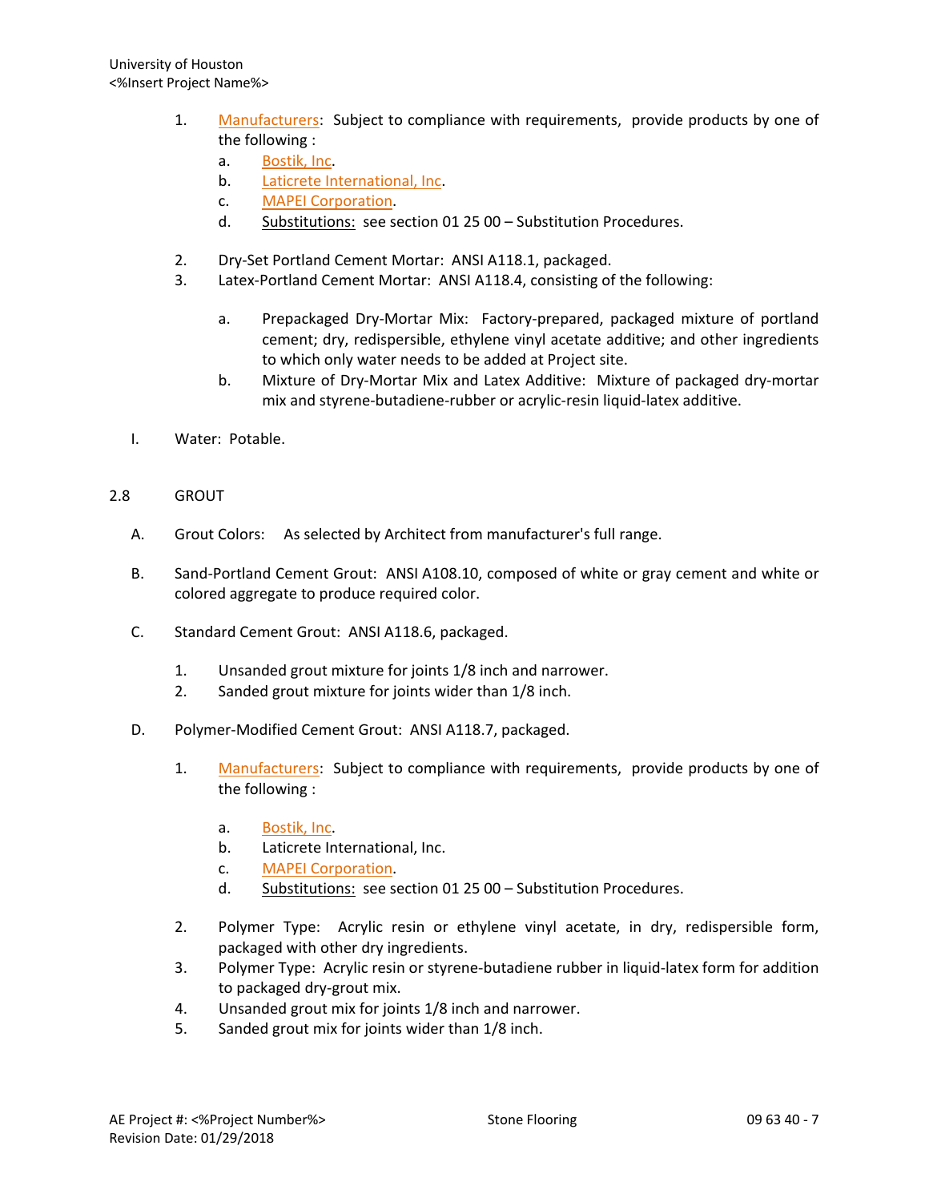1. Manufacturers: Subject to compliance with requirements, provide products by one of the following :
    a. Bostik, Inc.
    b. Laticrete International, Inc.
    c. MAPEI Corporation.
    d. Substitutions: see section 01 25 00 – Substitution Procedures.
2. Dry-Set Portland Cement Mortar: ANSI A118.1, packaged.
3. Latex-Portland Cement Mortar: ANSI A118.4, consisting of the following:
    a. Prepackaged Dry-Mortar Mix: Factory-prepared, packaged mixture of portland cement; dry, redispersible, ethylene vinyl acetate additive; and other ingredients to which only water needs to be added at Project site.
    b. Mixture of Dry-Mortar Mix and Latex Additive: Mixture of packaged dry-mortar mix and styrene-butadiene-rubber or acrylic-resin liquid-latex additive.

I. Water: Potable.

## 2.8 GROUT

A. Grout Colors: As selected by Architect from manufacturer's full range.

B. Sand-Portland Cement Grout: ANSI A108.10, composed of white or gray cement and white or colored aggregate to produce required color.

C. Standard Cement Grout: ANSI A118.6, packaged.

1. Unsanded grout mixture for joints 1/8 inch and narrower.
2. Sanded grout mixture for joints wider than 1/8 inch.

D. Polymer-Modified Cement Grout: ANSI A118.7, packaged.

1. Manufacturers: Subject to compliance with requirements, provide products by one of the following :
    a. Bostik, Inc.
    b. Laticrete International, Inc.
    c. MAPEI Corporation.
    d. Substitutions: see section 01 25 00 – Substitution Procedures.
2. Polymer Type: Acrylic resin or ethylene vinyl acetate, in dry, redispersible form, packaged with other dry ingredients.
3. Polymer Type: Acrylic resin or styrene-butadiene rubber in liquid-latex form for addition to packaged dry-grout mix.
4. Unsanded grout mix for joints 1/8 inch and narrower.
5. Sanded grout mix for joints wider than 1/8 inch.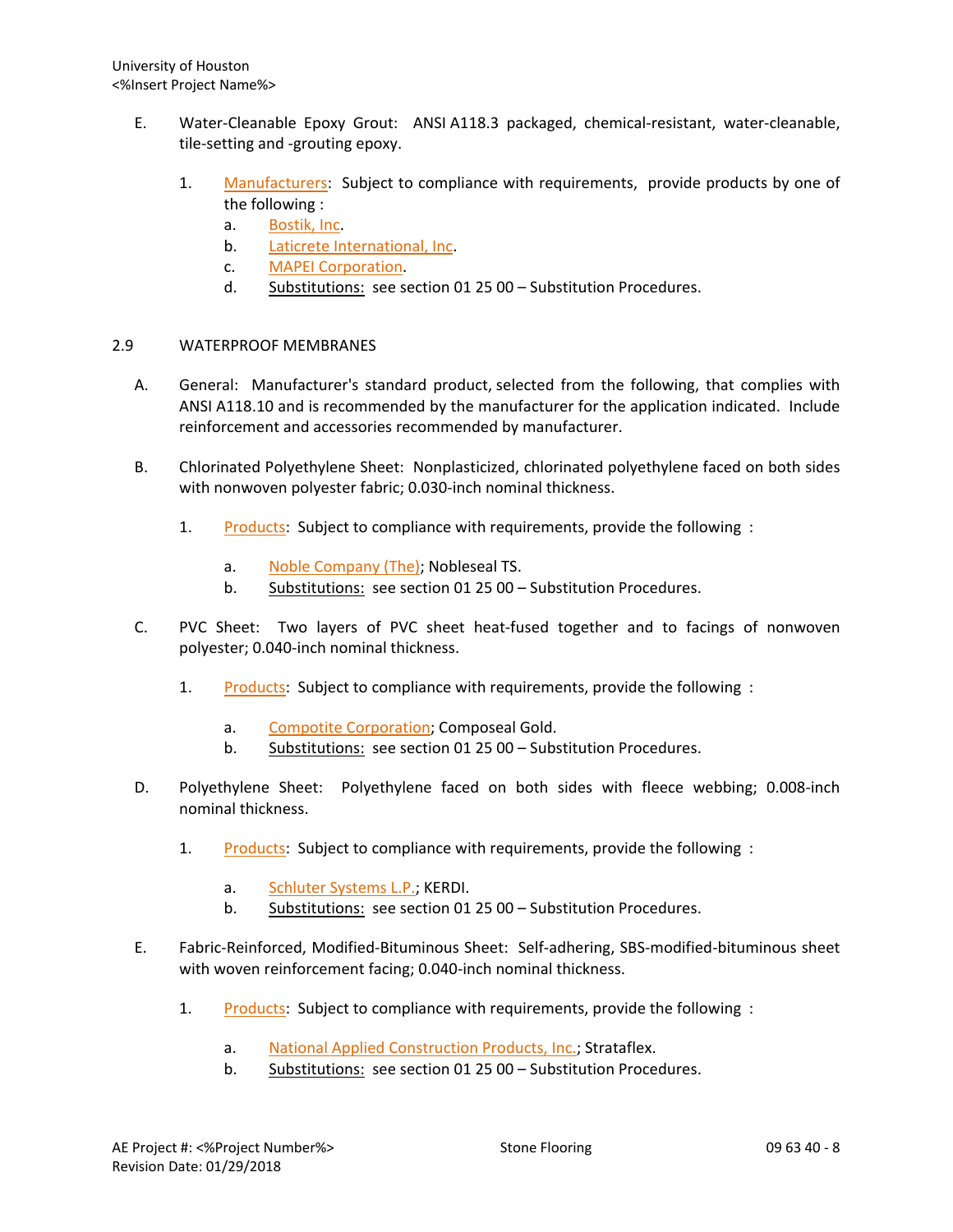E. Water-Cleanable Epoxy Grout: ANSI A118.3 packaged, chemical-resistant, water-cleanable, tile-setting and -grouting epoxy.

1. Manufacturers: Subject to compliance with requirements, provide products by one of the following :
   a. Bostik, Inc.
   b. Laticrete International, Inc.
   c. MAPEI Corporation.
   d. Substitutions: see section 01 25 00 – Substitution Procedures.

## 2.9 WATERPROOF MEMBRANES

A. General: Manufacturer's standard product, selected from the following, that complies with ANSI A118.10 and is recommended by the manufacturer for the application indicated. Include reinforcement and accessories recommended by manufacturer.

B. Chlorinated Polyethylene Sheet: Nonplasticized, chlorinated polyethylene faced on both sides with nonwoven polyester fabric; 0.030-inch nominal thickness.

1. Products: Subject to compliance with requirements, provide the following :
   a. Noble Company (The); Nobleseal TS.
   b. Substitutions: see section 01 25 00 – Substitution Procedures.

C. PVC Sheet: Two layers of PVC sheet heat-fused together and to facings of nonwoven polyester; 0.040-inch nominal thickness.

1. Products: Subject to compliance with requirements, provide the following :
   a. Compotite Corporation; Composeal Gold.
   b. Substitutions: see section 01 25 00 – Substitution Procedures.

D. Polyethylene Sheet: Polyethylene faced on both sides with fleece webbing; 0.008-inch nominal thickness.

1. Products: Subject to compliance with requirements, provide the following :
   a. Schluter Systems L.P.; KERDI.
   b. Substitutions: see section 01 25 00 – Substitution Procedures.

E. Fabric-Reinforced, Modified-Bituminous Sheet: Self-adhering, SBS-modified-bituminous sheet with woven reinforcement facing; 0.040-inch nominal thickness.

1. Products: Subject to compliance with requirements, provide the following :
   a. National Applied Construction Products, Inc.; Strataflex.
   b. Substitutions: see section 01 25 00 – Substitution Procedures.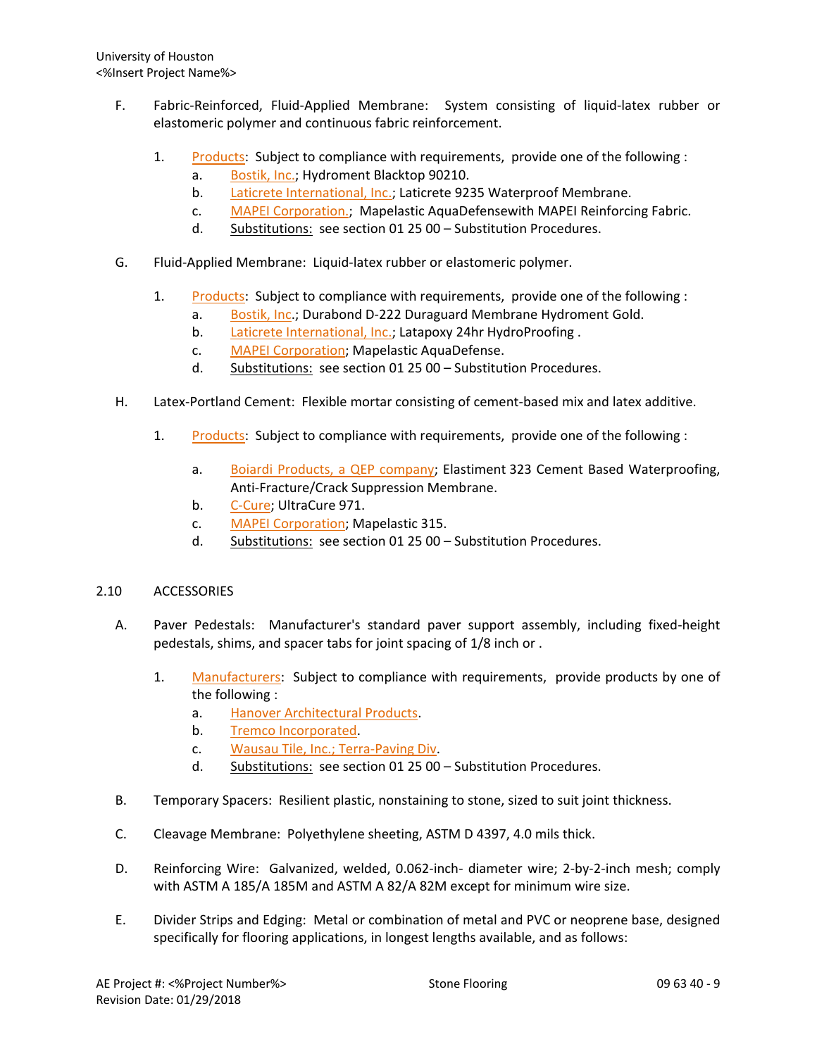F. Fabric-Reinforced, Fluid-Applied Membrane: System consisting of liquid-latex rubber or elastomeric polymer and continuous fabric reinforcement.

1. Products: Subject to compliance with requirements, provide one of the following :
   a. Bostik, Inc.; Hydroment Blacktop 90210.
   b. Laticrete International, Inc.; Laticrete 9235 Waterproof Membrane.
   c. MAPEI Corporation.; Mapelastic AquaDefensewith MAPEI Reinforcing Fabric.
   d. Substitutions: see section 01 25 00 – Substitution Procedures.

G. Fluid-Applied Membrane: Liquid-latex rubber or elastomeric polymer.

1. Products: Subject to compliance with requirements, provide one of the following :
   a. Bostik, Inc.; Durabond D-222 Duraguard Membrane Hydroment Gold.
   b. Laticrete International, Inc.; Latapoxy 24hr HydroProofing .
   c. MAPEI Corporation; Mapelastic AquaDefense.
   d. Substitutions: see section 01 25 00 – Substitution Procedures.

H. Latex-Portland Cement: Flexible mortar consisting of cement-based mix and latex additive.

1. Products: Subject to compliance with requirements, provide one of the following :
   a. Boiardi Products, a QEP company; Elastiment 323 Cement Based Waterproofing, Anti-Fracture/Crack Suppression Membrane.
   b. C-Cure; UltraCure 971.
   c. MAPEI Corporation; Mapelastic 315.
   d. Substitutions: see section 01 25 00 – Substitution Procedures.

## 2.10 ACCESSORIES

A. Paver Pedestals: Manufacturer's standard paver support assembly, including fixed-height pedestals, shims, and spacer tabs for joint spacing of 1/8 inch or .

1. Manufacturers: Subject to compliance with requirements, provide products by one of the following :
   a. Hanover Architectural Products.
   b. Tremco Incorporated.
   c. Wausau Tile, Inc.; Terra-Paving Div.
   d. Substitutions: see section 01 25 00 – Substitution Procedures.

B. Temporary Spacers: Resilient plastic, nonstaining to stone, sized to suit joint thickness.

C. Cleavage Membrane: Polyethylene sheeting, ASTM D 4397, 4.0 mils thick.

D. Reinforcing Wire: Galvanized, welded, 0.062-inch- diameter wire; 2-by-2-inch mesh; comply with ASTM A 185/A 185M and ASTM A 82/A 82M except for minimum wire size.

E. Divider Strips and Edging: Metal or combination of metal and PVC or neoprene base, designed specifically for flooring applications, in longest lengths available, and as follows: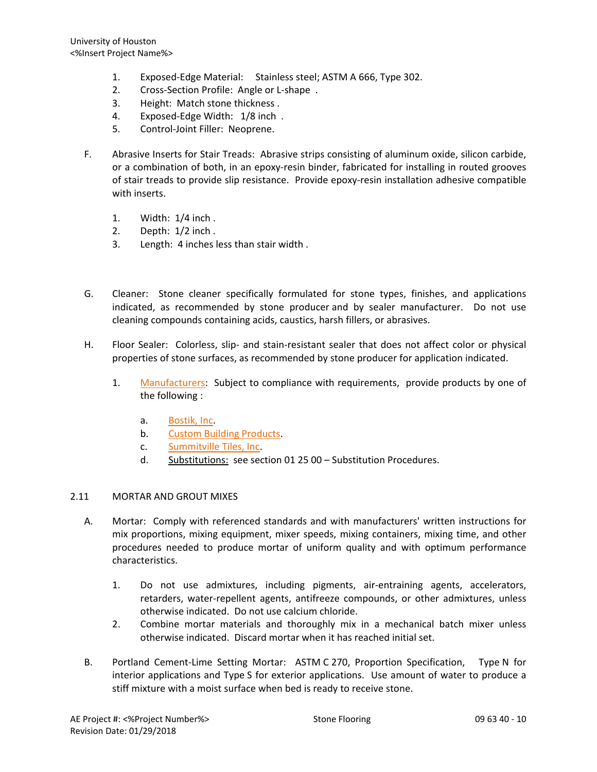1. Exposed-Edge Material: Stainless steel; ASTM A 666, Type 302.
2. Cross-Section Profile: Angle or L-shape .
3. Height: Match stone thickness .
4. Exposed-Edge Width: 1/8 inch .
5. Control-Joint Filler: Neoprene.

F. Abrasive Inserts for Stair Treads: Abrasive strips consisting of aluminum oxide, silicon carbide, or a combination of both, in an epoxy-resin binder, fabricated for installing in routed grooves of stair treads to provide slip resistance. Provide epoxy-resin installation adhesive compatible with inserts.

1. Width: 1/4 inch .
2. Depth: 1/2 inch .
3. Length: 4 inches less than stair width .

G. Cleaner: Stone cleaner specifically formulated for stone types, finishes, and applications indicated, as recommended by stone producer and by sealer manufacturer. Do not use cleaning compounds containing acids, caustics, harsh fillers, or abrasives.

H. Floor Sealer: Colorless, slip- and stain-resistant sealer that does not affect color or physical properties of stone surfaces, as recommended by stone producer for application indicated.

1. Manufacturers: Subject to compliance with requirements, provide products by one of the following :
   a. Bostik, Inc.
   b. Custom Building Products.
   c. Summitville Tiles, Inc.
   d. Substitutions: see section 01 25 00 – Substitution Procedures.

## 2.11 MORTAR AND GROUT MIXES

A. Mortar: Comply with referenced standards and with manufacturers' written instructions for mix proportions, mixing equipment, mixer speeds, mixing containers, mixing time, and other procedures needed to produce mortar of uniform quality and with optimum performance characteristics.

1. Do not use admixtures, including pigments, air-entraining agents, accelerators, retarders, water-repellent agents, antifreeze compounds, or other admixtures, unless otherwise indicated. Do not use calcium chloride.
2. Combine mortar materials and thoroughly mix in a mechanical batch mixer unless otherwise indicated. Discard mortar when it has reached initial set.

B. Portland Cement-Lime Setting Mortar: ASTM C 270, Proportion Specification, Type N for interior applications and Type S for exterior applications. Use amount of water to produce a stiff mixture with a moist surface when bed is ready to receive stone.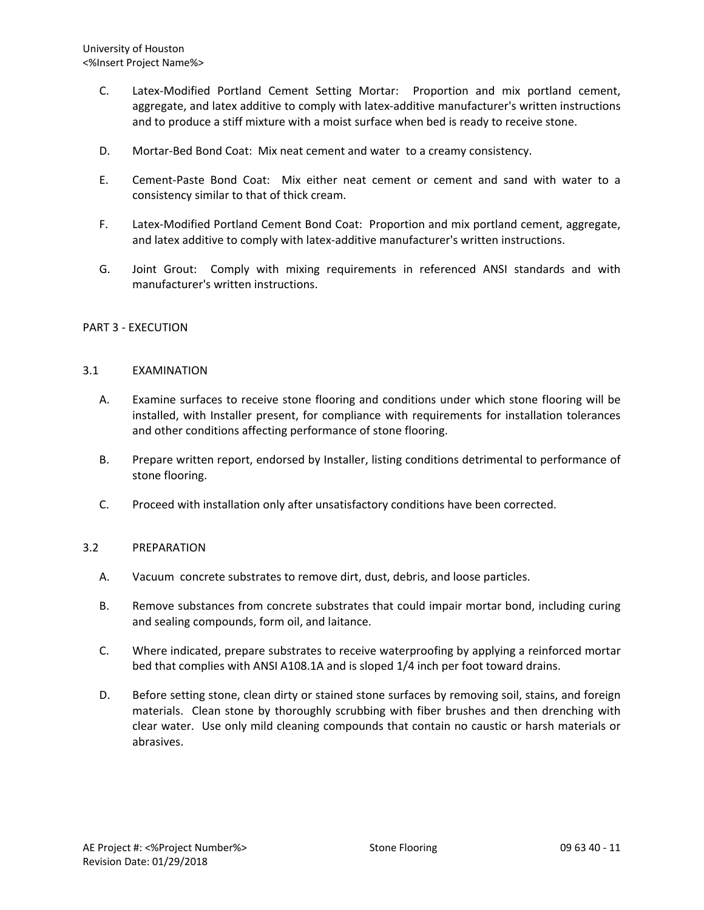C. Latex-Modified Portland Cement Setting Mortar: Proportion and mix portland cement, aggregate, and latex additive to comply with latex-additive manufacturer's written instructions and to produce a stiff mixture with a moist surface when bed is ready to receive stone.

D. Mortar-Bed Bond Coat: Mix neat cement and water to a creamy consistency.

E. Cement-Paste Bond Coat: Mix either neat cement or cement and sand with water to a consistency similar to that of thick cream.

F. Latex-Modified Portland Cement Bond Coat: Proportion and mix portland cement, aggregate, and latex additive to comply with latex-additive manufacturer's written instructions.

G. Joint Grout: Comply with mixing requirements in referenced ANSI standards and with manufacturer's written instructions.

## PART 3 - EXECUTION

### 3.1 EXAMINATION

A. Examine surfaces to receive stone flooring and conditions under which stone flooring will be installed, with Installer present, for compliance with requirements for installation tolerances and other conditions affecting performance of stone flooring.

B. Prepare written report, endorsed by Installer, listing conditions detrimental to performance of stone flooring.

C. Proceed with installation only after unsatisfactory conditions have been corrected.

### 3.2 PREPARATION

A. Vacuum concrete substrates to remove dirt, dust, debris, and loose particles.

B. Remove substances from concrete substrates that could impair mortar bond, including curing and sealing compounds, form oil, and laitance.

C. Where indicated, prepare substrates to receive waterproofing by applying a reinforced mortar bed that complies with ANSI A108.1A and is sloped 1/4 inch per foot toward drains.

D. Before setting stone, clean dirty or stained stone surfaces by removing soil, stains, and foreign materials. Clean stone by thoroughly scrubbing with fiber brushes and then drenching with clear water. Use only mild cleaning compounds that contain no caustic or harsh materials or abrasives.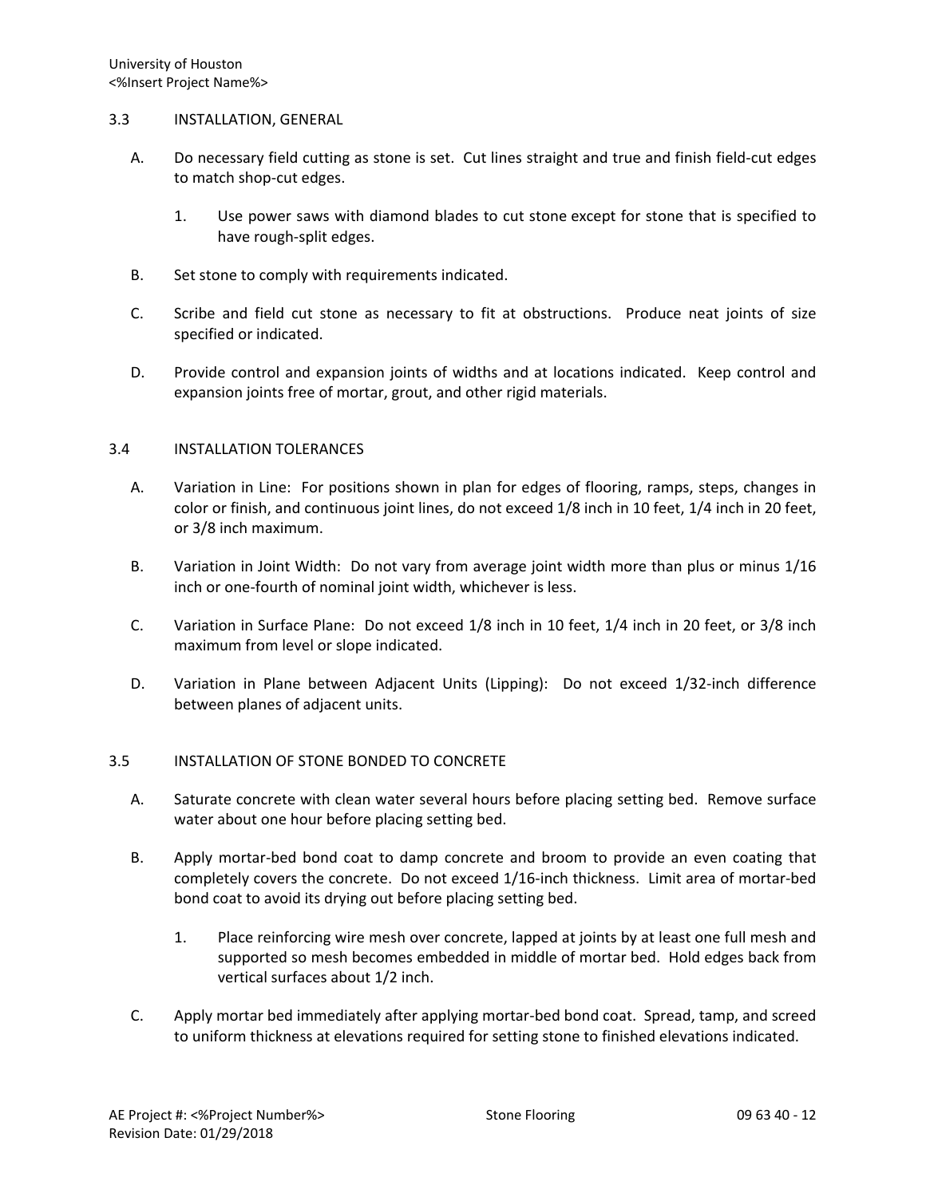## 3.3 INSTALLATION, GENERAL

A. Do necessary field cutting as stone is set. Cut lines straight and true and finish field-cut edges to match shop-cut edges.

   1. Use power saws with diamond blades to cut stone except for stone that is specified to have rough-split edges.

B. Set stone to comply with requirements indicated.

C. Scribe and field cut stone as necessary to fit at obstructions. Produce neat joints of size specified or indicated.

D. Provide control and expansion joints of widths and at locations indicated. Keep control and expansion joints free of mortar, grout, and other rigid materials.

## 3.4 INSTALLATION TOLERANCES

A. Variation in Line: For positions shown in plan for edges of flooring, ramps, steps, changes in color or finish, and continuous joint lines, do not exceed 1/8 inch in 10 feet, 1/4 inch in 20 feet, or 3/8 inch maximum.

B. Variation in Joint Width: Do not vary from average joint width more than plus or minus 1/16 inch or one-fourth of nominal joint width, whichever is less.

C. Variation in Surface Plane: Do not exceed 1/8 inch in 10 feet, 1/4 inch in 20 feet, or 3/8 inch maximum from level or slope indicated.

D. Variation in Plane between Adjacent Units (Lipping): Do not exceed 1/32-inch difference between planes of adjacent units.

## 3.5 INSTALLATION OF STONE BONDED TO CONCRETE

A. Saturate concrete with clean water several hours before placing setting bed. Remove surface water about one hour before placing setting bed.

B. Apply mortar-bed bond coat to damp concrete and broom to provide an even coating that completely covers the concrete. Do not exceed 1/16-inch thickness. Limit area of mortar-bed bond coat to avoid its drying out before placing setting bed.

   1. Place reinforcing wire mesh over concrete, lapped at joints by at least one full mesh and supported so mesh becomes embedded in middle of mortar bed. Hold edges back from vertical surfaces about 1/2 inch.

C. Apply mortar bed immediately after applying mortar-bed bond coat. Spread, tamp, and screed to uniform thickness at elevations required for setting stone to finished elevations indicated.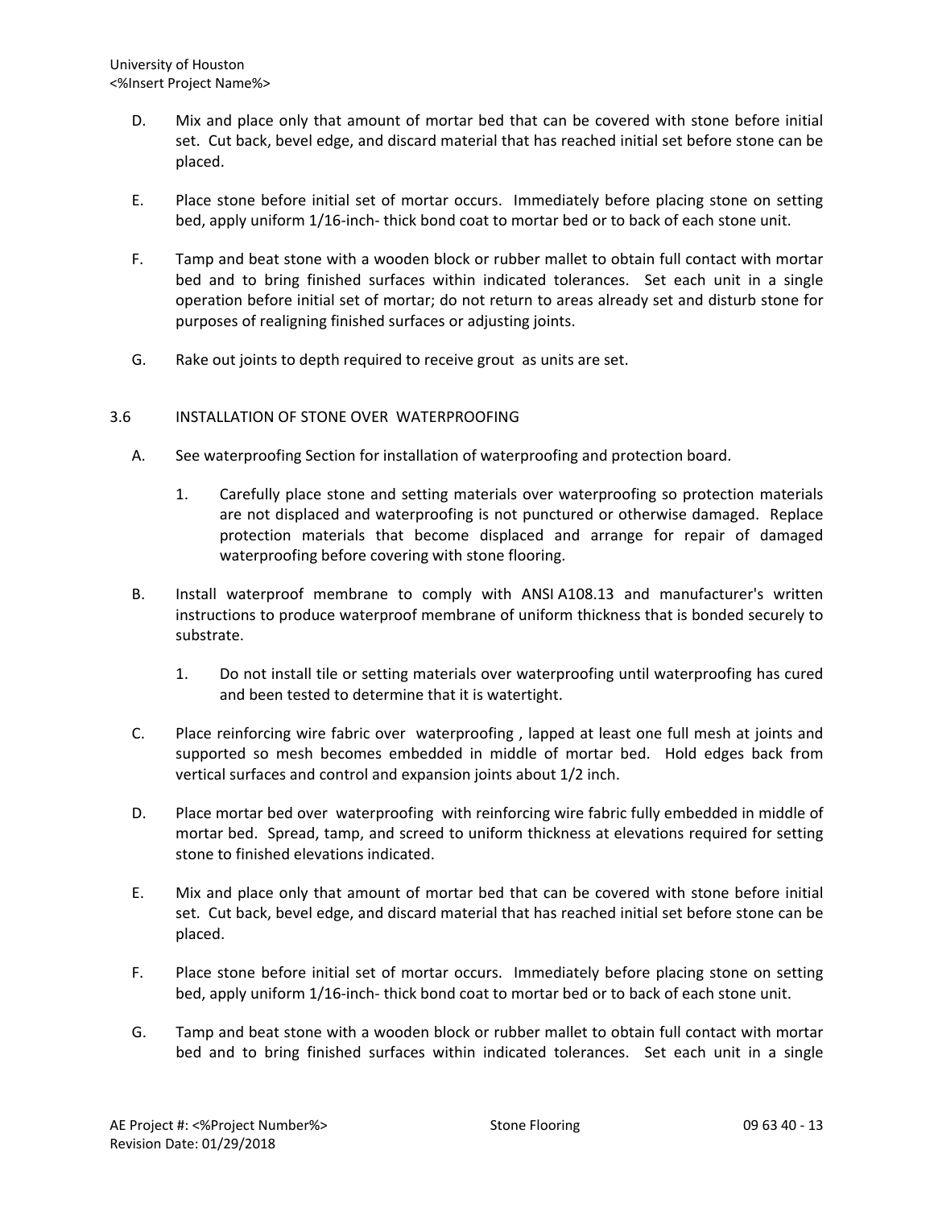D. Mix and place only that amount of mortar bed that can be covered with stone before initial set. Cut back, bevel edge, and discard material that has reached initial set before stone can be placed.

E. Place stone before initial set of mortar occurs. Immediately before placing stone on setting bed, apply uniform 1/16-inch- thick bond coat to mortar bed or to back of each stone unit.

F. Tamp and beat stone with a wooden block or rubber mallet to obtain full contact with mortar bed and to bring finished surfaces within indicated tolerances. Set each unit in a single operation before initial set of mortar; do not return to areas already set and disturb stone for purposes of realigning finished surfaces or adjusting joints.

G. Rake out joints to depth required to receive grout as units are set.

## 3.6 INSTALLATION OF STONE OVER WATERPROOFING

A. See waterproofing Section for installation of waterproofing and protection board.

1. Carefully place stone and setting materials over waterproofing so protection materials are not displaced and waterproofing is not punctured or otherwise damaged. Replace protection materials that become displaced and arrange for repair of damaged waterproofing before covering with stone flooring.

B. Install waterproof membrane to comply with ANSI A108.13 and manufacturer's written instructions to produce waterproof membrane of uniform thickness that is bonded securely to substrate.

1. Do not install tile or setting materials over waterproofing until waterproofing has cured and been tested to determine that it is watertight.

C. Place reinforcing wire fabric over waterproofing , lapped at least one full mesh at joints and supported so mesh becomes embedded in middle of mortar bed. Hold edges back from vertical surfaces and control and expansion joints about 1/2 inch.

D. Place mortar bed over waterproofing with reinforcing wire fabric fully embedded in middle of mortar bed. Spread, tamp, and screed to uniform thickness at elevations required for setting stone to finished elevations indicated.

E. Mix and place only that amount of mortar bed that can be covered with stone before initial set. Cut back, bevel edge, and discard material that has reached initial set before stone can be placed.

F. Place stone before initial set of mortar occurs. Immediately before placing stone on setting bed, apply uniform 1/16-inch- thick bond coat to mortar bed or to back of each stone unit.

G. Tamp and beat stone with a wooden block or rubber mallet to obtain full contact with mortar bed and to bring finished surfaces within indicated tolerances. Set each unit in a single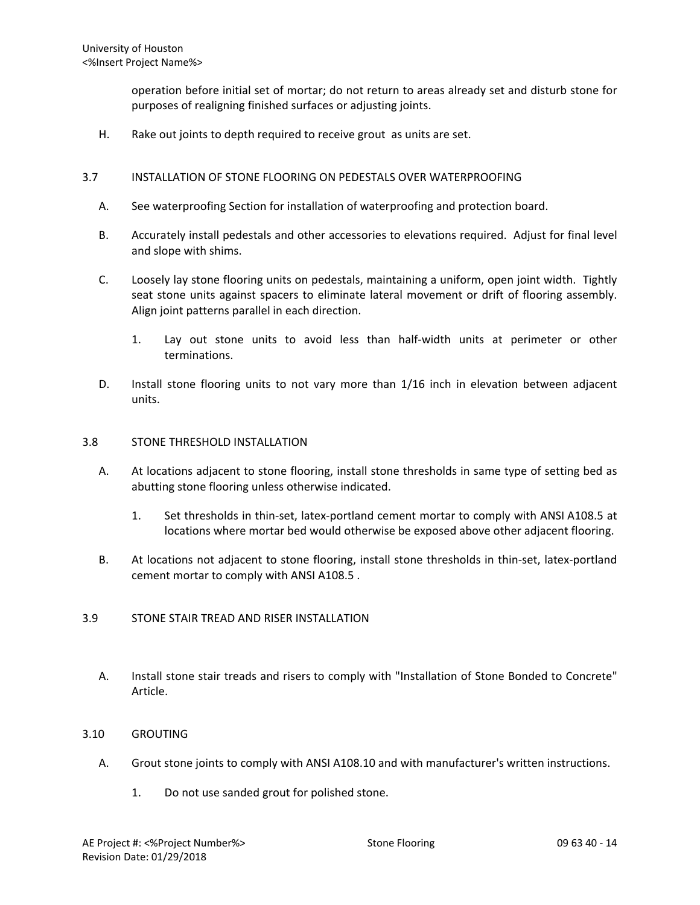operation before initial set of mortar; do not return to areas already set and disturb stone for purposes of realigning finished surfaces or adjusting joints.

H. Rake out joints to depth required to receive grout as units are set.

## 3.7 INSTALLATION OF STONE FLOORING ON PEDESTALS OVER WATERPROOFING

A. See waterproofing Section for installation of waterproofing and protection board.

B. Accurately install pedestals and other accessories to elevations required. Adjust for final level and slope with shims.

C. Loosely lay stone flooring units on pedestals, maintaining a uniform, open joint width. Tightly seat stone units against spacers to eliminate lateral movement or drift of flooring assembly. Align joint patterns parallel in each direction.

   1. Lay out stone units to avoid less than half-width units at perimeter or other terminations.

D. Install stone flooring units to not vary more than 1/16 inch in elevation between adjacent units.

## 3.8 STONE THRESHOLD INSTALLATION

A. At locations adjacent to stone flooring, install stone thresholds in same type of setting bed as abutting stone flooring unless otherwise indicated.

   1. Set thresholds in thin-set, latex-portland cement mortar to comply with ANSI A108.5 at locations where mortar bed would otherwise be exposed above other adjacent flooring.

B. At locations not adjacent to stone flooring, install stone thresholds in thin-set, latex-portland cement mortar to comply with ANSI A108.5 .

## 3.9 STONE STAIR TREAD AND RISER INSTALLATION

A. Install stone stair treads and risers to comply with "Installation of Stone Bonded to Concrete" Article.

## 3.10 GROUTING

A. Grout stone joints to comply with ANSI A108.10 and with manufacturer's written instructions.

   1. Do not use sanded grout for polished stone.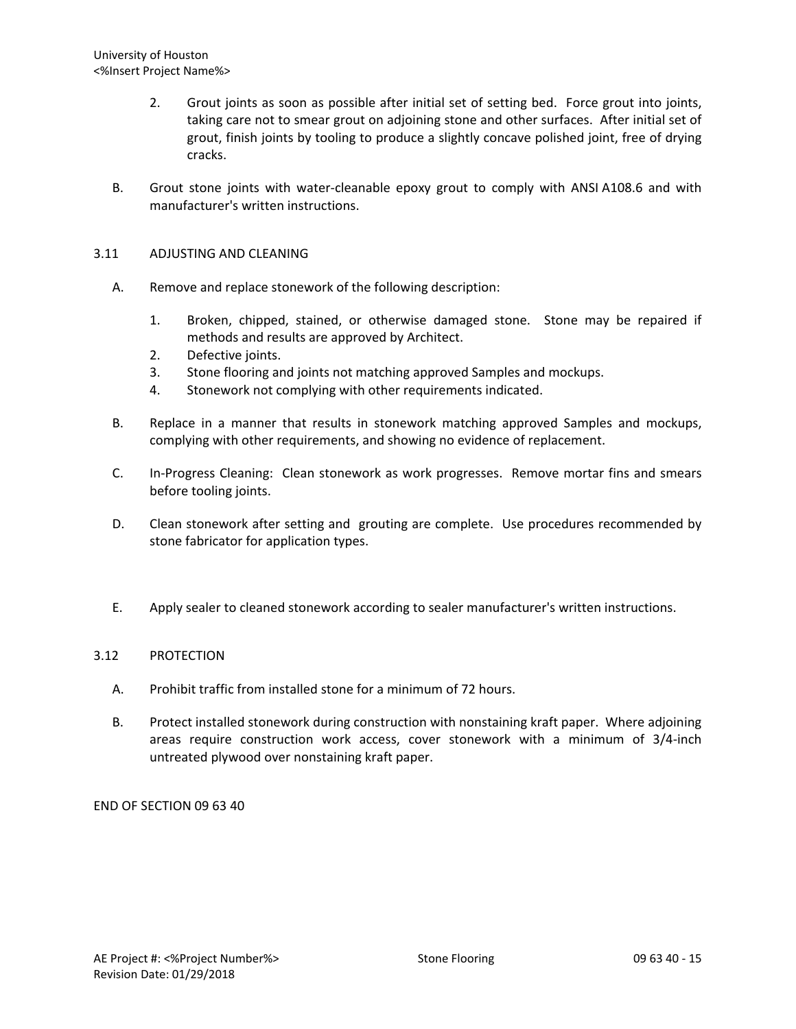2. Grout joints as soon as possible after initial set of setting bed. Force grout into joints, taking care not to smear grout on adjoining stone and other surfaces. After initial set of grout, finish joints by tooling to produce a slightly concave polished joint, free of drying cracks.

B. Grout stone joints with water-cleanable epoxy grout to comply with ANSI A108.6 and with manufacturer's written instructions.

## 3.11 ADJUSTING AND CLEANING

A. Remove and replace stonework of the following description:

1. Broken, chipped, stained, or otherwise damaged stone. Stone may be repaired if methods and results are approved by Architect.
2. Defective joints.
3. Stone flooring and joints not matching approved Samples and mockups.
4. Stonework not complying with other requirements indicated.

B. Replace in a manner that results in stonework matching approved Samples and mockups, complying with other requirements, and showing no evidence of replacement.

C. In-Progress Cleaning: Clean stonework as work progresses. Remove mortar fins and smears before tooling joints.

D. Clean stonework after setting and grouting are complete. Use procedures recommended by stone fabricator for application types.

E. Apply sealer to cleaned stonework according to sealer manufacturer's written instructions.

## 3.12 PROTECTION

A. Prohibit traffic from installed stone for a minimum of 72 hours.

B. Protect installed stonework during construction with nonstaining kraft paper. Where adjoining areas require construction work access, cover stonework with a minimum of 3/4-inch untreated plywood over nonstaining kraft paper.

END OF SECTION 09 63 40